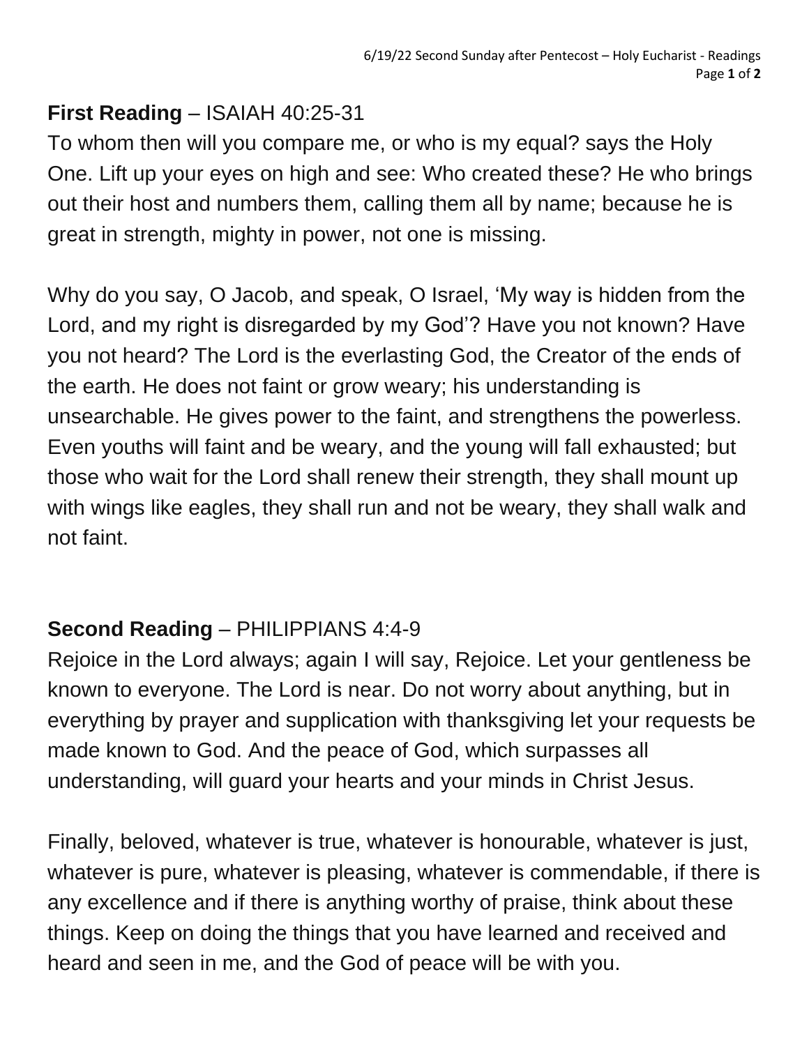**First Reading** – ISAIAH 40:25-31

To whom then will you compare me, or who is my equal? says the Holy One. Lift up your eyes on high and see: Who created these? He who brings out their host and numbers them, calling them all by name; because he is great in strength, mighty in power, not one is missing.

Why do you say, O Jacob, and speak, O Israel, 'My way is hidden from the Lord, and my right is disregarded by my God'? Have you not known? Have you not heard? The Lord is the everlasting God, the Creator of the ends of the earth. He does not faint or grow weary; his understanding is unsearchable. He gives power to the faint, and strengthens the powerless. Even youths will faint and be weary, and the young will fall exhausted; but those who wait for the Lord shall renew their strength, they shall mount up with wings like eagles, they shall run and not be weary, they shall walk and not faint.

**Second Reading** – PHILIPPIANS 4:4-9

Rejoice in the Lord always; again I will say, Rejoice. Let your gentleness be known to everyone. The Lord is near. Do not worry about anything, but in everything by prayer and supplication with thanksgiving let your requests be made known to God. And the peace of God, which surpasses all understanding, will guard your hearts and your minds in Christ Jesus.

Finally, beloved, whatever is true, whatever is honourable, whatever is just, whatever is pure, whatever is pleasing, whatever is commendable, if there is any excellence and if there is anything worthy of praise, think about these things. Keep on doing the things that you have learned and received and heard and seen in me, and the God of peace will be with you.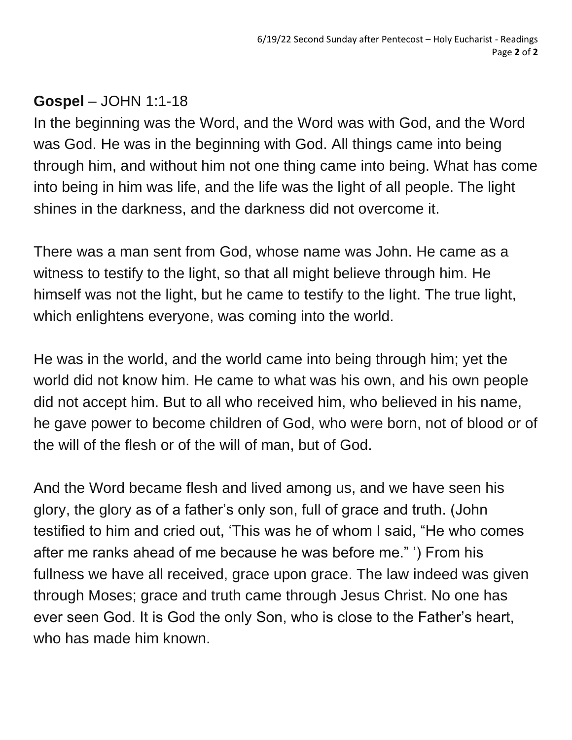**Gospel** – JOHN 1:1-18

In the beginning was the Word, and the Word was with God, and the Word was God. He was in the beginning with God. All things came into being through him, and without him not one thing came into being. What has come into being in him was life, and the life was the light of all people. The light shines in the darkness, and the darkness did not overcome it.

There was a man sent from God, whose name was John. He came as a witness to testify to the light, so that all might believe through him. He himself was not the light, but he came to testify to the light. The true light, which enlightens everyone, was coming into the world.

He was in the world, and the world came into being through him; yet the world did not know him. He came to what was his own, and his own people did not accept him. But to all who received him, who believed in his name, he gave power to become children of God, who were born, not of blood or of the will of the flesh or of the will of man, but of God.

And the Word became flesh and lived among us, and we have seen his glory, the glory as of a father's only son, full of grace and truth. (John testified to him and cried out, 'This was he of whom I said, "He who comes after me ranks ahead of me because he was before me." ') From his fullness we have all received, grace upon grace. The law indeed was given through Moses; grace and truth came through Jesus Christ. No one has ever seen God. It is God the only Son, who is close to the Father's heart, who has made him known.